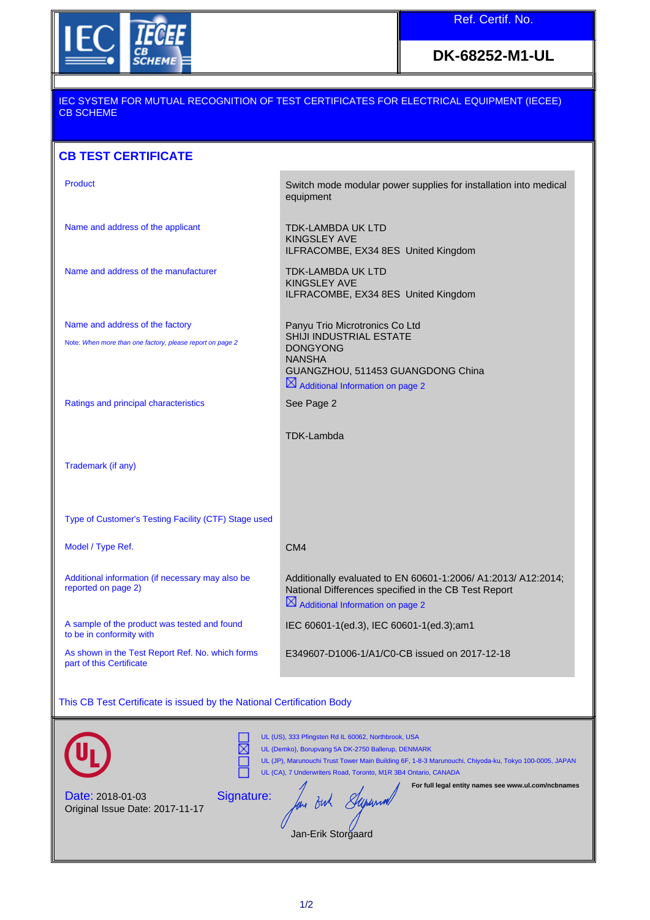Ref. Certif. No.

**DK-68252-M1-UL**

IEC SYSTEM FOR MUTUAL RECOGNITION OF TEST CERTIFICATES FOR ELECTRICAL EQUIPMENT (IECEE) CB SCHEME

## CB TEST CERTIFICATE

| | |
|---|---|
| Product | Switch mode modular power supplies for installation into medical equipment |
| Name and address of the applicant | TDK-LAMBDA UK LTD<br>KINGSLEY AVE<br>ILFRACOMBE, EX34 8ES United Kingdom |
| Name and address of the manufacturer | TDK-LAMBDA UK LTD<br>KINGSLEY AVE<br>ILFRACOMBE, EX34 8ES United Kingdom |
| Name and address of the factory<br>Note: *When more than one factory, please report on page 2* | Panyu Trio Microtronics Co Ltd<br>SHIJI INDUSTRIAL ESTATE<br>DONGYONG<br>NANSHA<br>GUANGZHOU, 511453 GUANGDONG China<br>☒ Additional Information on page 2 |
| Ratings and principal characteristics | See Page 2 |
| Trademark (if any) | TDK-Lambda |
| Type of Customer's Testing Facility (CTF) Stage used | |
| Model / Type Ref. | CM4 |
| Additional information (if necessary may also be reported on page 2) | Additionally evaluated to EN 60601-1:2006/ A1:2013/ A12:2014; National Differences specified in the CB Test Report<br>☒ Additional Information on page 2 |
| A sample of the product was tested and found to be in conformity with | IEC 60601-1(ed.3), IEC 60601-1(ed.3);am1 |
| As shown in the Test Report Ref. No. which forms part of this Certificate | E349607-D1006-1/A1/C0-CB issued on 2017-12-18 |

This CB Test Certificate is issued by the National Certification Body

☐ UL (US), 333 Pfingsten Rd IL 60062, Northbrook, USA
☒ UL (Demko), Borupvang 5A DK-2750 Ballerup, DENMARK
☐ UL (JP), Marunouchi Trust Tower Main Building 6F, 1-8-3 Marunouchi, Chiyoda-ku, Tokyo 100-0005, JAPAN
☐ UL (CA), 7 Underwriters Road, Toronto, M1R 3B4 Ontario, CANADA

**For full legal entity names see www.ul.com/ncbnames**

Date: 2018-01-03
Original Issue Date: 2017-11-17

Signature:

Jan-Erik Storgaard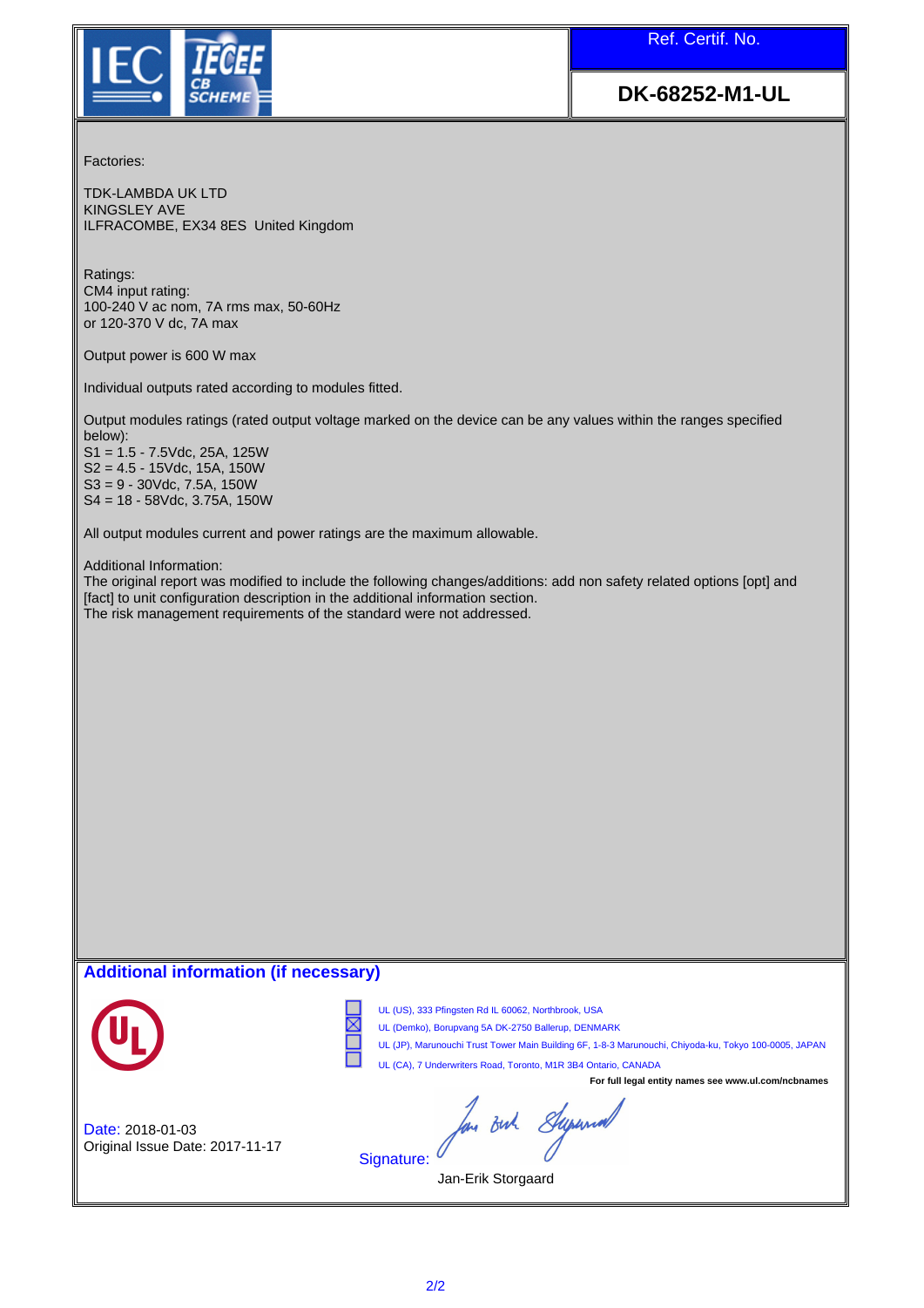IEC IECEE CB SCHEME

Ref. Certif. No.

**DK-68252-M1-UL**

Factories:

TDK-LAMBDA UK LTD
KINGSLEY AVE
ILFRACOMBE, EX34 8ES United Kingdom

Ratings:
CM4 input rating:
100-240 V ac nom, 7A rms max, 50-60Hz
or 120-370 V dc, 7A max

Output power is 600 W max

Individual outputs rated according to modules fitted.

Output modules ratings (rated output voltage marked on the device can be any values within the ranges specified below):
S1 = 1.5 - 7.5Vdc, 25A, 125W
S2 = 4.5 - 15Vdc, 15A, 150W
S3 = 9 - 30Vdc, 7.5A, 150W
S4 = 18 - 58Vdc, 3.75A, 150W

All output modules current and power ratings are the maximum allowable.

Additional Information:
The original report was modified to include the following changes/additions: add non safety related options [opt] and [fact] to unit configuration description in the additional information section.
The risk management requirements of the standard were not addressed.

## Additional information (if necessary)

- ☐ UL (US), 333 Pfingsten Rd IL 60062, Northbrook, USA
- ☒ UL (Demko), Borupvang 5A DK-2750 Ballerup, DENMARK
- ☐ UL (JP), Marunouchi Trust Tower Main Building 6F, 1-8-3 Marunouchi, Chiyoda-ku, Tokyo 100-0005, JAPAN
- ☐ UL (CA), 7 Underwriters Road, Toronto, M1R 3B4 Ontario, CANADA

**For full legal entity names see www.ul.com/ncbnames**

Date: 2018-01-03
Original Issue Date: 2017-11-17

Signature:
Jan-Erik Storgaard